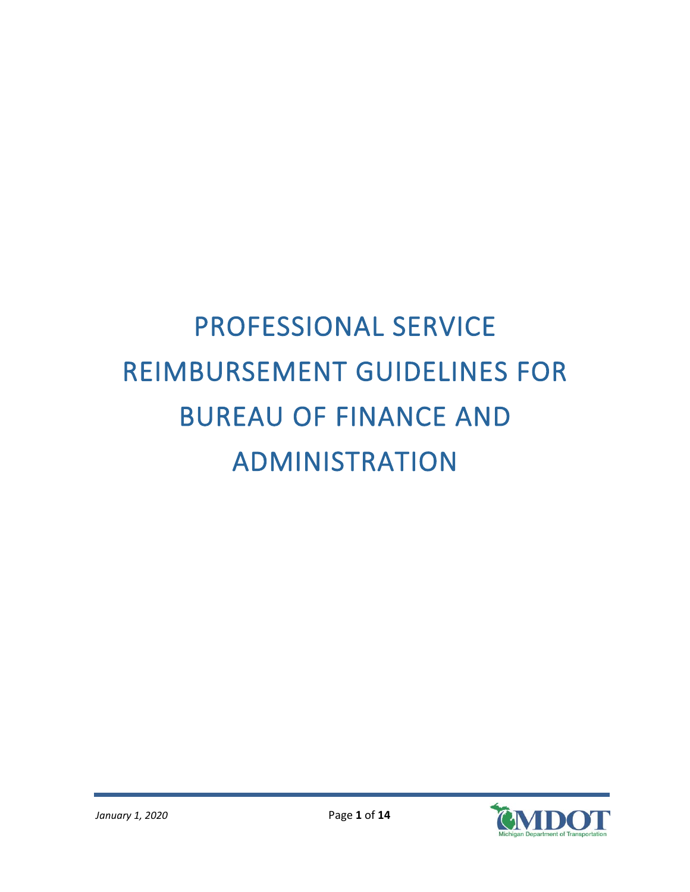# PROFESSIONAL SERVICE REIMBURSEMENT GUIDELINES FOR BUREAU OF FINANCE AND ADMINISTRATION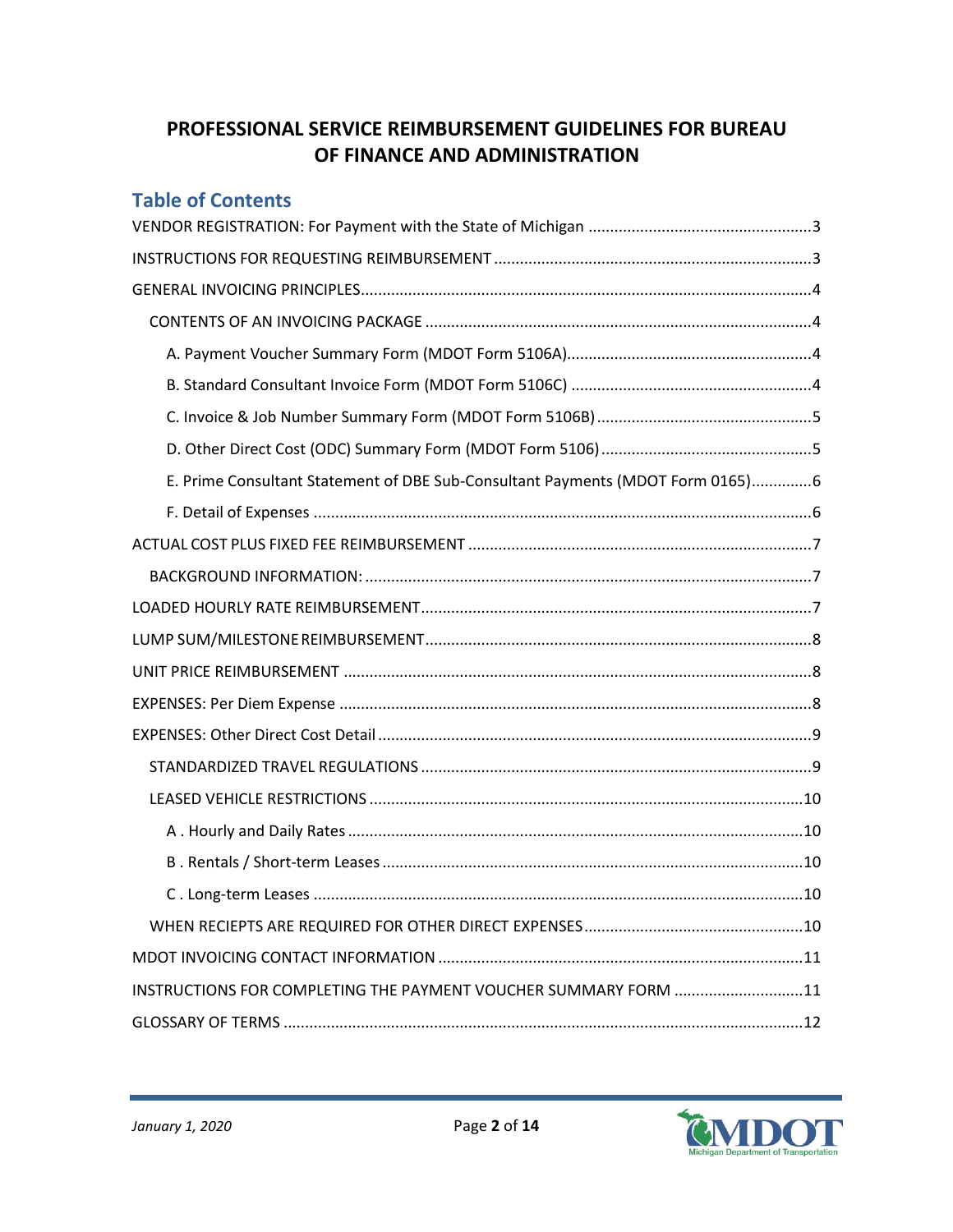# PROFESSIONAL SERVICE REIMBURSEMENT GUIDELINES FOR BUREAU OF FINANCE AND ADMINISTRATION

## Table of Contents

VENDOR REGISTRATION: For Payment with the State of Michigan .......... 3

INSTRUCTIONS FOR REQUESTING REIMBURSEMENT .......... 3

GENERAL INVOICING PRINCIPLES .......... 4

- CONTENTS OF AN INVOICING PACKAGE .......... 4
  - A. Payment Voucher Summary Form (MDOT Form 5106A) .......... 4
  - B. Standard Consultant Invoice Form (MDOT Form 5106C) .......... 4
  - C. Invoice & Job Number Summary Form (MDOT Form 5106B) .......... 5
  - D. Other Direct Cost (ODC) Summary Form (MDOT Form 5106) .......... 5
  - E. Prime Consultant Statement of DBE Sub-Consultant Payments (MDOT Form 0165) .......... 6
  - F. Detail of Expenses .......... 6

ACTUAL COST PLUS FIXED FEE REIMBURSEMENT .......... 7

- BACKGROUND INFORMATION: .......... 7

LOADED HOURLY RATE REIMBURSEMENT .......... 7

LUMP SUM/MILESTONE REIMBURSEMENT .......... 8

UNIT PRICE REIMBURSEMENT .......... 8

EXPENSES: Per Diem Expense .......... 8

EXPENSES: Other Direct Cost Detail .......... 9

- STANDARDIZED TRAVEL REGULATIONS .......... 9
- LEASED VEHICLE RESTRICTIONS .......... 10
  - A . Hourly and Daily Rates .......... 10
  - B . Rentals / Short-term Leases .......... 10
  - C . Long-term Leases .......... 10
- WHEN RECIEPTS ARE REQUIRED FOR OTHER DIRECT EXPENSES .......... 10

MDOT INVOICING CONTACT INFORMATION .......... 11

INSTRUCTIONS FOR COMPLETING THE PAYMENT VOUCHER SUMMARY FORM .......... 11

GLOSSARY OF TERMS .......... 12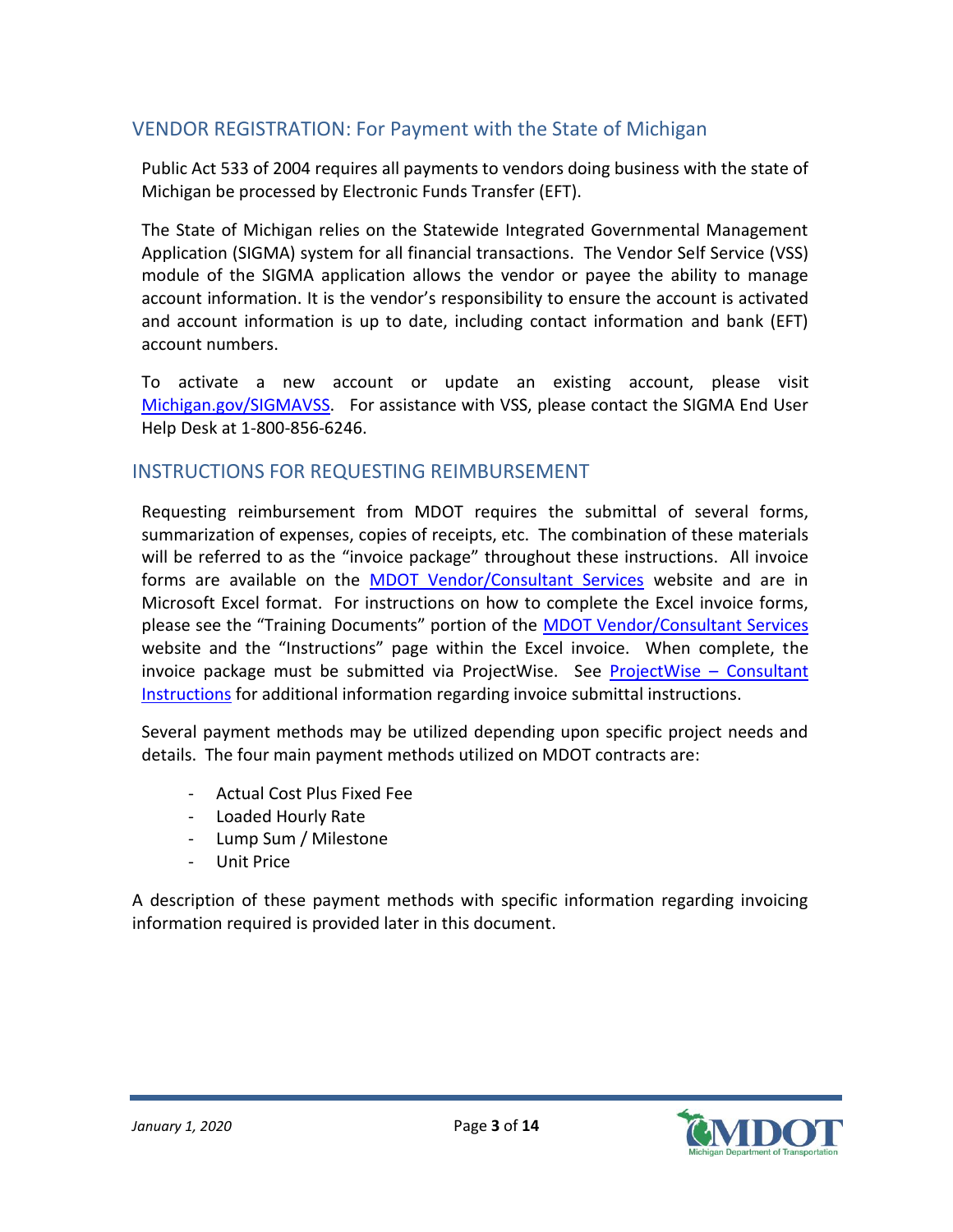## VENDOR REGISTRATION: For Payment with the State of Michigan

Public Act 533 of 2004 requires all payments to vendors doing business with the state of Michigan be processed by Electronic Funds Transfer (EFT).

The State of Michigan relies on the Statewide Integrated Governmental Management Application (SIGMA) system for all financial transactions. The Vendor Self Service (VSS) module of the SIGMA application allows the vendor or payee the ability to manage account information. It is the vendor's responsibility to ensure the account is activated and account information is up to date, including contact information and bank (EFT) account numbers.

To activate a new account or update an existing account, please visit Michigan.gov/SIGMAVSS. For assistance with VSS, please contact the SIGMA End User Help Desk at 1-800-856-6246.

## INSTRUCTIONS FOR REQUESTING REIMBURSEMENT

Requesting reimbursement from MDOT requires the submittal of several forms, summarization of expenses, copies of receipts, etc. The combination of these materials will be referred to as the "invoice package" throughout these instructions. All invoice forms are available on the MDOT Vendor/Consultant Services website and are in Microsoft Excel format. For instructions on how to complete the Excel invoice forms, please see the "Training Documents" portion of the MDOT Vendor/Consultant Services website and the "Instructions" page within the Excel invoice. When complete, the invoice package must be submitted via ProjectWise. See ProjectWise – Consultant Instructions for additional information regarding invoice submittal instructions.

Several payment methods may be utilized depending upon specific project needs and details. The four main payment methods utilized on MDOT contracts are:

- Actual Cost Plus Fixed Fee
- Loaded Hourly Rate
- Lump Sum / Milestone
- Unit Price

A description of these payment methods with specific information regarding invoicing information required is provided later in this document.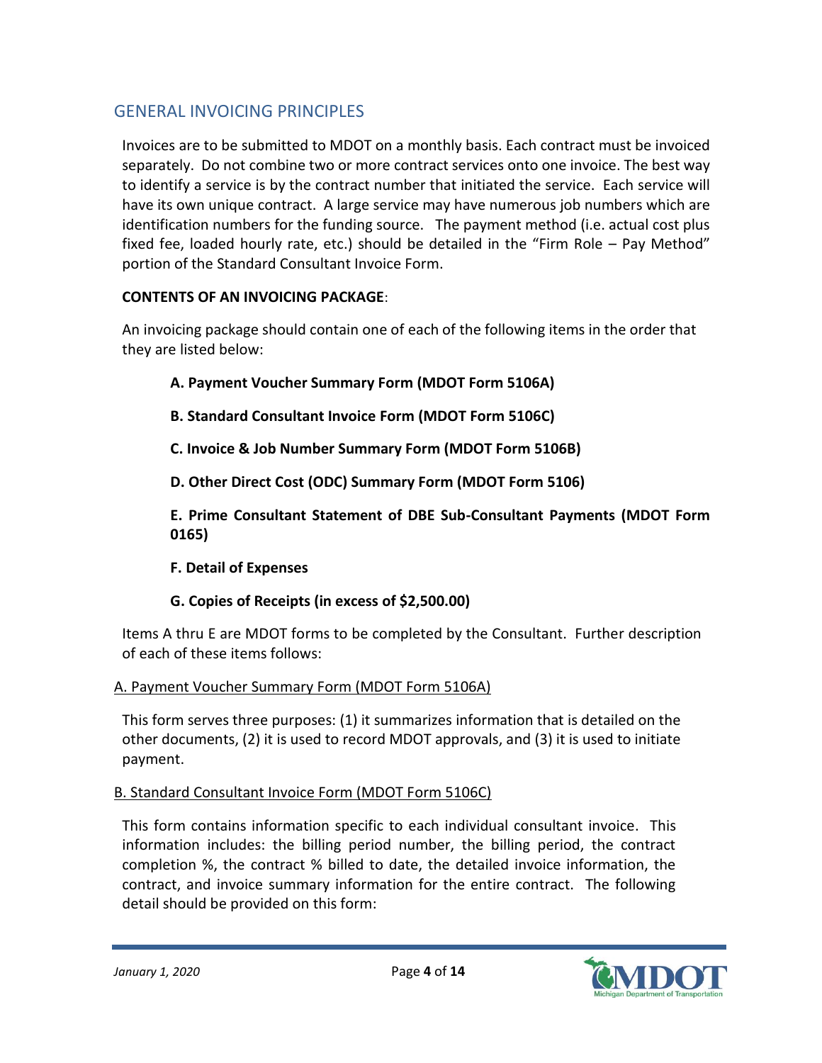## GENERAL INVOICING PRINCIPLES

Invoices are to be submitted to MDOT on a monthly basis. Each contract must be invoiced separately. Do not combine two or more contract services onto one invoice. The best way to identify a service is by the contract number that initiated the service. Each service will have its own unique contract. A large service may have numerous job numbers which are identification numbers for the funding source. The payment method (i.e. actual cost plus fixed fee, loaded hourly rate, etc.) should be detailed in the "Firm Role – Pay Method" portion of the Standard Consultant Invoice Form.

**CONTENTS OF AN INVOICING PACKAGE**:

An invoicing package should contain one of each of the following items in the order that they are listed below:

**A. Payment Voucher Summary Form (MDOT Form 5106A)**

**B. Standard Consultant Invoice Form (MDOT Form 5106C)**

**C. Invoice & Job Number Summary Form (MDOT Form 5106B)**

**D. Other Direct Cost (ODC) Summary Form (MDOT Form 5106)**

**E. Prime Consultant Statement of DBE Sub-Consultant Payments (MDOT Form 0165)**

**F. Detail of Expenses**

**G. Copies of Receipts (in excess of $2,500.00)**

Items A thru E are MDOT forms to be completed by the Consultant. Further description of each of these items follows:

### A. Payment Voucher Summary Form (MDOT Form 5106A)

This form serves three purposes: (1) it summarizes information that is detailed on the other documents, (2) it is used to record MDOT approvals, and (3) it is used to initiate payment.

### B. Standard Consultant Invoice Form (MDOT Form 5106C)

This form contains information specific to each individual consultant invoice. This information includes: the billing period number, the billing period, the contract completion %, the contract % billed to date, the detailed invoice information, the contract, and invoice summary information for the entire contract. The following detail should be provided on this form: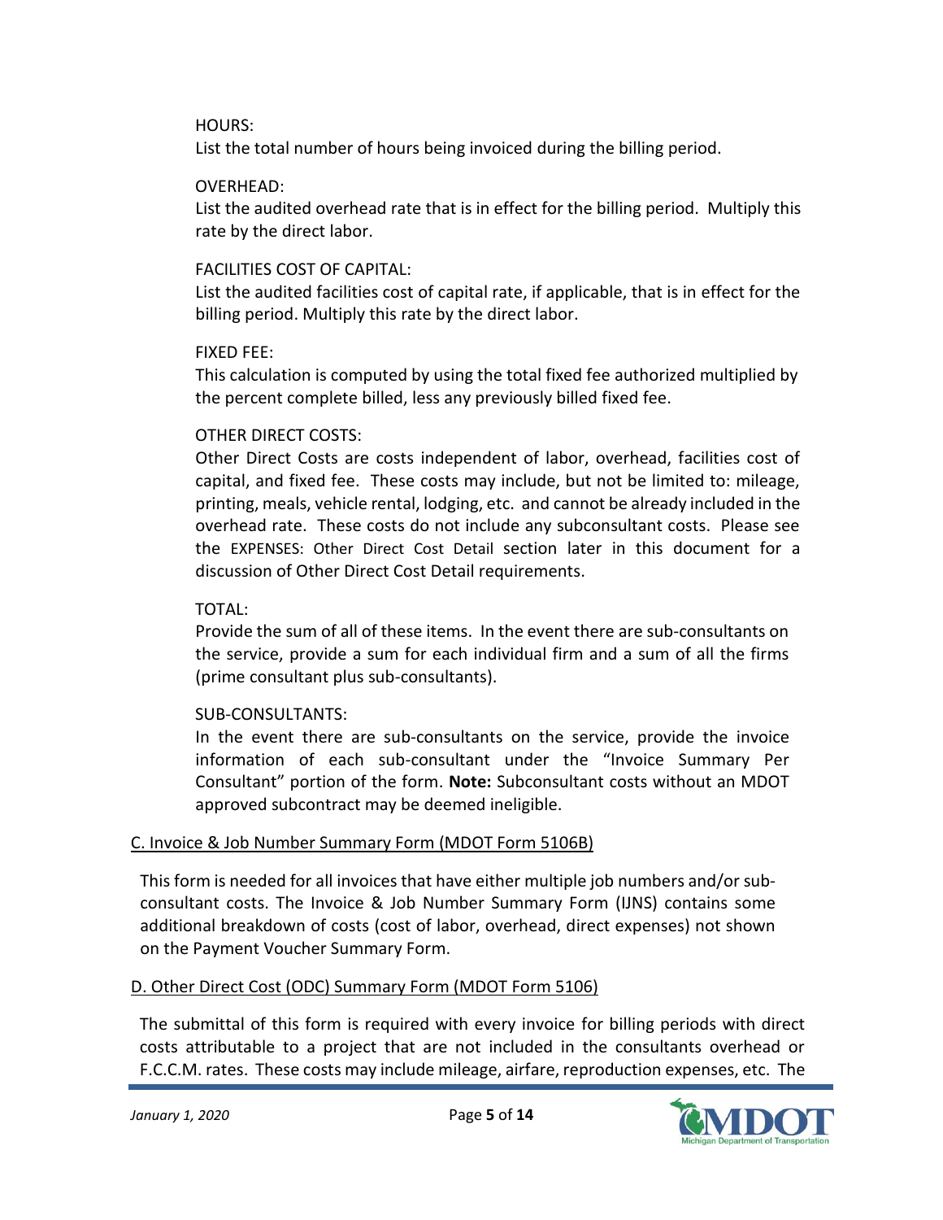HOURS:

List the total number of hours being invoiced during the billing period.

OVERHEAD:

List the audited overhead rate that is in effect for the billing period. Multiply this rate by the direct labor.

FACILITIES COST OF CAPITAL:

List the audited facilities cost of capital rate, if applicable, that is in effect for the billing period. Multiply this rate by the direct labor.

FIXED FEE:

This calculation is computed by using the total fixed fee authorized multiplied by the percent complete billed, less any previously billed fixed fee.

OTHER DIRECT COSTS:

Other Direct Costs are costs independent of labor, overhead, facilities cost of capital, and fixed fee. These costs may include, but not be limited to: mileage, printing, meals, vehicle rental, lodging, etc. and cannot be already included in the overhead rate. These costs do not include any subconsultant costs. Please see the EXPENSES: Other Direct Cost Detail section later in this document for a discussion of Other Direct Cost Detail requirements.

TOTAL:

Provide the sum of all of these items. In the event there are sub-consultants on the service, provide a sum for each individual firm and a sum of all the firms (prime consultant plus sub-consultants).

SUB-CONSULTANTS:

In the event there are sub-consultants on the service, provide the invoice information of each sub-consultant under the "Invoice Summary Per Consultant" portion of the form. **Note:** Subconsultant costs without an MDOT approved subcontract may be deemed ineligible.

### C. Invoice & Job Number Summary Form (MDOT Form 5106B)

This form is needed for all invoices that have either multiple job numbers and/or sub-consultant costs. The Invoice & Job Number Summary Form (IJNS) contains some additional breakdown of costs (cost of labor, overhead, direct expenses) not shown on the Payment Voucher Summary Form.

### D. Other Direct Cost (ODC) Summary Form (MDOT Form 5106)

The submittal of this form is required with every invoice for billing periods with direct costs attributable to a project that are not included in the consultants overhead or F.C.C.M. rates. These costs may include mileage, airfare, reproduction expenses, etc. The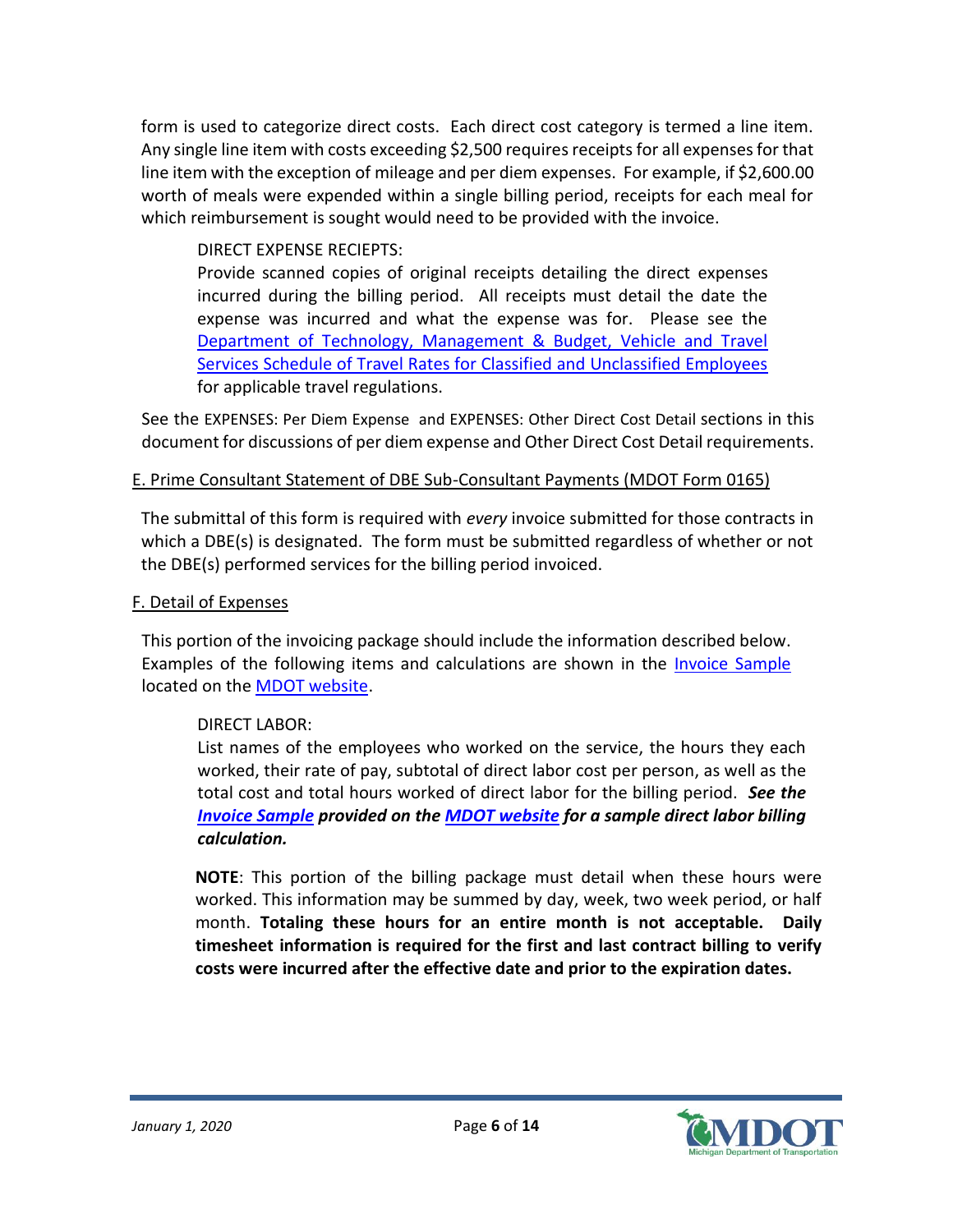form is used to categorize direct costs. Each direct cost category is termed a line item. Any single line item with costs exceeding $2,500 requires receipts for all expenses for that line item with the exception of mileage and per diem expenses. For example, if $2,600.00 worth of meals were expended within a single billing period, receipts for each meal for which reimbursement is sought would need to be provided with the invoice.

DIRECT EXPENSE RECIEPTS:
Provide scanned copies of original receipts detailing the direct expenses incurred during the billing period. All receipts must detail the date the expense was incurred and what the expense was for. Please see the Department of Technology, Management & Budget, Vehicle and Travel Services Schedule of Travel Rates for Classified and Unclassified Employees for applicable travel regulations.

See the EXPENSES: Per Diem Expense and EXPENSES: Other Direct Cost Detail sections in this document for discussions of per diem expense and Other Direct Cost Detail requirements.

## E. Prime Consultant Statement of DBE Sub-Consultant Payments (MDOT Form 0165)

The submittal of this form is required with *every* invoice submitted for those contracts in which a DBE(s) is designated. The form must be submitted regardless of whether or not the DBE(s) performed services for the billing period invoiced.

## F. Detail of Expenses

This portion of the invoicing package should include the information described below. Examples of the following items and calculations are shown in the Invoice Sample located on the MDOT website.

DIRECT LABOR:
List names of the employees who worked on the service, the hours they each worked, their rate of pay, subtotal of direct labor cost per person, as well as the total cost and total hours worked of direct labor for the billing period. ***See the Invoice Sample provided on the MDOT website for a sample direct labor billing calculation.***

**NOTE**: This portion of the billing package must detail when these hours were worked. This information may be summed by day, week, two week period, or half month. **Totaling these hours for an entire month is not acceptable. Daily timesheet information is required for the first and last contract billing to verify costs were incurred after the effective date and prior to the expiration dates.**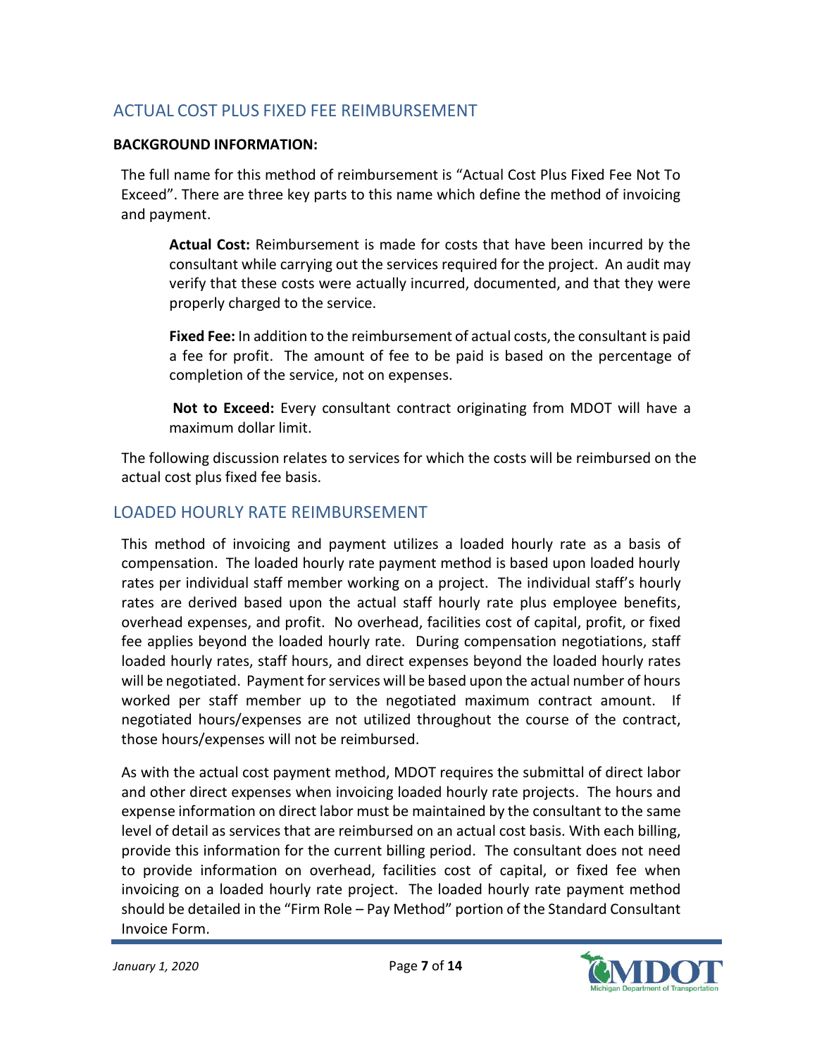## ACTUAL COST PLUS FIXED FEE REIMBURSEMENT

**BACKGROUND INFORMATION:**

The full name for this method of reimbursement is "Actual Cost Plus Fixed Fee Not To Exceed". There are three key parts to this name which define the method of invoicing and payment.

**Actual Cost:** Reimbursement is made for costs that have been incurred by the consultant while carrying out the services required for the project. An audit may verify that these costs were actually incurred, documented, and that they were properly charged to the service.

**Fixed Fee:** In addition to the reimbursement of actual costs, the consultant is paid a fee for profit. The amount of fee to be paid is based on the percentage of completion of the service, not on expenses.

**Not to Exceed:** Every consultant contract originating from MDOT will have a maximum dollar limit.

The following discussion relates to services for which the costs will be reimbursed on the actual cost plus fixed fee basis.

## LOADED HOURLY RATE REIMBURSEMENT

This method of invoicing and payment utilizes a loaded hourly rate as a basis of compensation. The loaded hourly rate payment method is based upon loaded hourly rates per individual staff member working on a project. The individual staff's hourly rates are derived based upon the actual staff hourly rate plus employee benefits, overhead expenses, and profit. No overhead, facilities cost of capital, profit, or fixed fee applies beyond the loaded hourly rate. During compensation negotiations, staff loaded hourly rates, staff hours, and direct expenses beyond the loaded hourly rates will be negotiated. Payment for services will be based upon the actual number of hours worked per staff member up to the negotiated maximum contract amount. If negotiated hours/expenses are not utilized throughout the course of the contract, those hours/expenses will not be reimbursed.

As with the actual cost payment method, MDOT requires the submittal of direct labor and other direct expenses when invoicing loaded hourly rate projects. The hours and expense information on direct labor must be maintained by the consultant to the same level of detail as services that are reimbursed on an actual cost basis. With each billing, provide this information for the current billing period. The consultant does not need to provide information on overhead, facilities cost of capital, or fixed fee when invoicing on a loaded hourly rate project. The loaded hourly rate payment method should be detailed in the "Firm Role – Pay Method" portion of the Standard Consultant Invoice Form.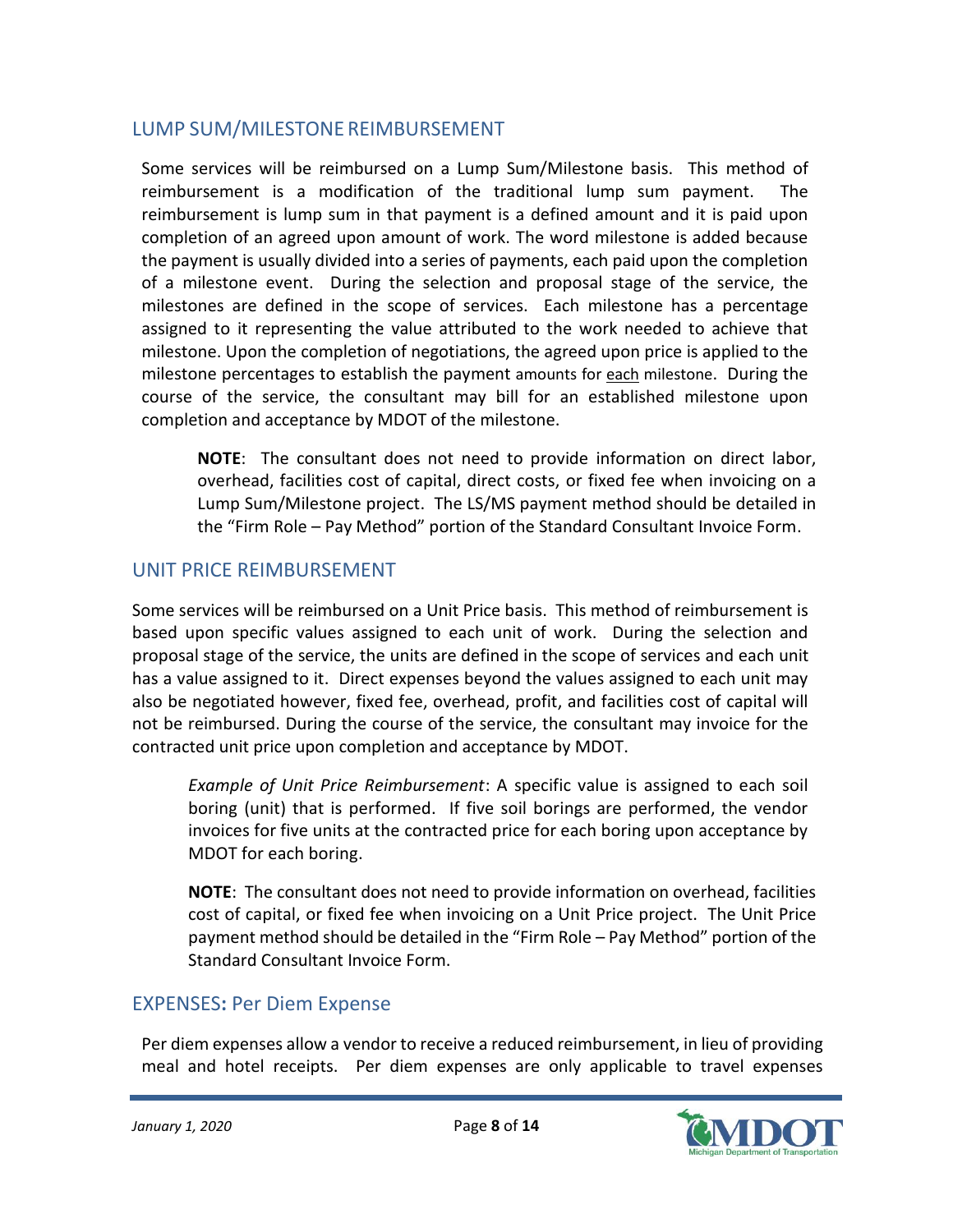## LUMP SUM/MILESTONE REIMBURSEMENT

Some services will be reimbursed on a Lump Sum/Milestone basis. This method of reimbursement is a modification of the traditional lump sum payment. The reimbursement is lump sum in that payment is a defined amount and it is paid upon completion of an agreed upon amount of work. The word milestone is added because the payment is usually divided into a series of payments, each paid upon the completion of a milestone event. During the selection and proposal stage of the service, the milestones are defined in the scope of services. Each milestone has a percentage assigned to it representing the value attributed to the work needed to achieve that milestone. Upon the completion of negotiations, the agreed upon price is applied to the milestone percentages to establish the payment amounts for each milestone. During the course of the service, the consultant may bill for an established milestone upon completion and acceptance by MDOT of the milestone.

> **NOTE**: The consultant does not need to provide information on direct labor, overhead, facilities cost of capital, direct costs, or fixed fee when invoicing on a Lump Sum/Milestone project. The LS/MS payment method should be detailed in the "Firm Role – Pay Method" portion of the Standard Consultant Invoice Form.

## UNIT PRICE REIMBURSEMENT

Some services will be reimbursed on a Unit Price basis. This method of reimbursement is based upon specific values assigned to each unit of work. During the selection and proposal stage of the service, the units are defined in the scope of services and each unit has a value assigned to it. Direct expenses beyond the values assigned to each unit may also be negotiated however, fixed fee, overhead, profit, and facilities cost of capital will not be reimbursed. During the course of the service, the consultant may invoice for the contracted unit price upon completion and acceptance by MDOT.

> *Example of Unit Price Reimbursement*: A specific value is assigned to each soil boring (unit) that is performed. If five soil borings are performed, the vendor invoices for five units at the contracted price for each boring upon acceptance by MDOT for each boring.
>
> **NOTE**: The consultant does not need to provide information on overhead, facilities cost of capital, or fixed fee when invoicing on a Unit Price project. The Unit Price payment method should be detailed in the "Firm Role – Pay Method" portion of the Standard Consultant Invoice Form.

## EXPENSES: Per Diem Expense

Per diem expenses allow a vendor to receive a reduced reimbursement, in lieu of providing meal and hotel receipts. Per diem expenses are only applicable to travel expenses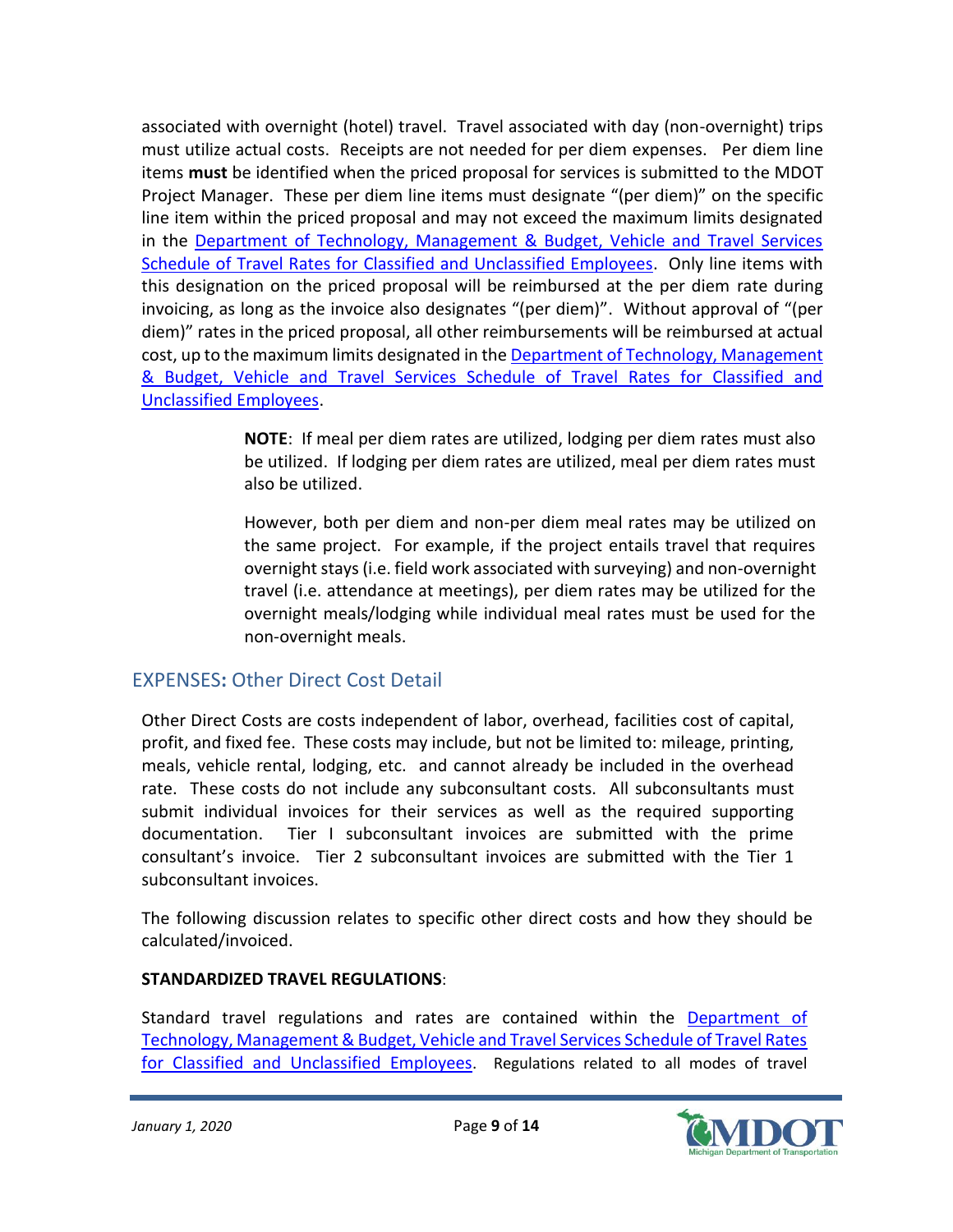associated with overnight (hotel) travel. Travel associated with day (non-overnight) trips must utilize actual costs. Receipts are not needed for per diem expenses. Per diem line items **must** be identified when the priced proposal for services is submitted to the MDOT Project Manager. These per diem line items must designate "(per diem)" on the specific line item within the priced proposal and may not exceed the maximum limits designated in the [Department of Technology, Management & Budget, Vehicle and Travel Services Schedule of Travel Rates for Classified and Unclassified Employees](). Only line items with this designation on the priced proposal will be reimbursed at the per diem rate during invoicing, as long as the invoice also designates "(per diem)". Without approval of "(per diem)" rates in the priced proposal, all other reimbursements will be reimbursed at actual cost, up to the maximum limits designated in the [Department of Technology, Management & Budget, Vehicle and Travel Services Schedule of Travel Rates for Classified and Unclassified Employees]().

> **NOTE**: If meal per diem rates are utilized, lodging per diem rates must also be utilized. If lodging per diem rates are utilized, meal per diem rates must also be utilized.
>
> However, both per diem and non-per diem meal rates may be utilized on the same project. For example, if the project entails travel that requires overnight stays (i.e. field work associated with surveying) and non-overnight travel (i.e. attendance at meetings), per diem rates may be utilized for the overnight meals/lodging while individual meal rates must be used for the non-overnight meals.

## EXPENSES: Other Direct Cost Detail

Other Direct Costs are costs independent of labor, overhead, facilities cost of capital, profit, and fixed fee. These costs may include, but not be limited to: mileage, printing, meals, vehicle rental, lodging, etc. and cannot already be included in the overhead rate. These costs do not include any subconsultant costs. All subconsultants must submit individual invoices for their services as well as the required supporting documentation. Tier I subconsultant invoices are submitted with the prime consultant's invoice. Tier 2 subconsultant invoices are submitted with the Tier 1 subconsultant invoices.

The following discussion relates to specific other direct costs and how they should be calculated/invoiced.

**STANDARDIZED TRAVEL REGULATIONS**:

Standard travel regulations and rates are contained within the [Department of Technology, Management & Budget, Vehicle and Travel Services Schedule of Travel Rates for Classified and Unclassified Employees](). Regulations related to all modes of travel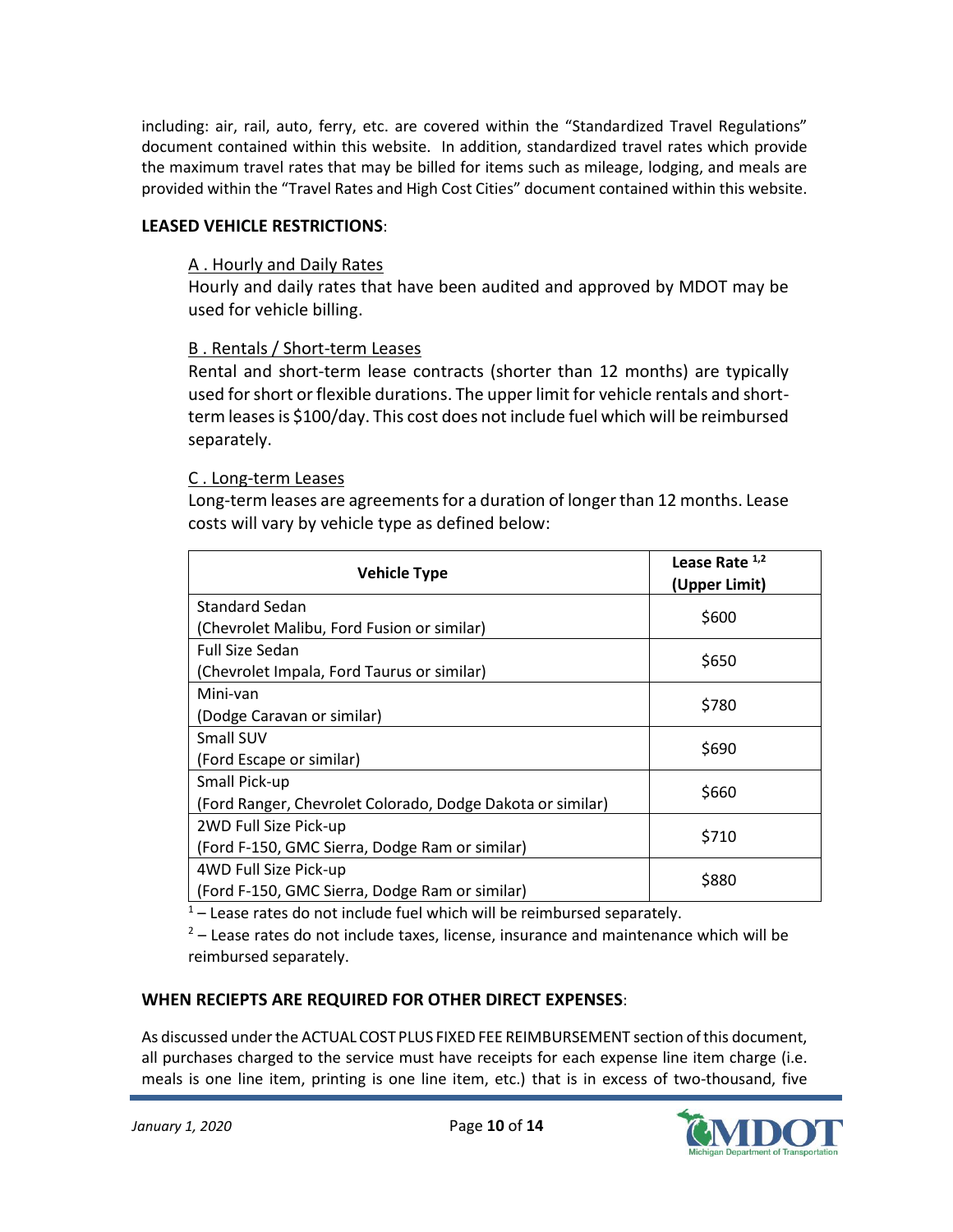including: air, rail, auto, ferry, etc. are covered within the “Standardized Travel Regulations” document contained within this website. In addition, standardized travel rates which provide the maximum travel rates that may be billed for items such as mileage, lodging, and meals are provided within the “Travel Rates and High Cost Cities” document contained within this website.

**LEASED VEHICLE RESTRICTIONS**:

A . Hourly and Daily Rates

Hourly and daily rates that have been audited and approved by MDOT may be used for vehicle billing.

B . Rentals / Short-term Leases

Rental and short-term lease contracts (shorter than 12 months) are typically used for short or flexible durations. The upper limit for vehicle rentals and short-term leases is $100/day. This cost does not include fuel which will be reimbursed separately.

C . Long-term Leases

Long-term leases are agreements for a duration of longer than 12 months. Lease costs will vary by vehicle type as defined below:

| Vehicle Type | Lease Rate [1,2] (Upper Limit) |
|---|---|
| Standard Sedan (Chevrolet Malibu, Ford Fusion or similar) | $600 |
| Full Size Sedan (Chevrolet Impala, Ford Taurus or similar) | $650 |
| Mini-van (Dodge Caravan or similar) | $780 |
| Small SUV (Ford Escape or similar) | $690 |
| Small Pick-up (Ford Ranger, Chevrolet Colorado, Dodge Dakota or similar) | $660 |
| 2WD Full Size Pick-up (Ford F-150, GMC Sierra, Dodge Ram or similar) | $710 |
| 4WD Full Size Pick-up (Ford F-150, GMC Sierra, Dodge Ram or similar) | $880 |

[1] – Lease rates do not include fuel which will be reimbursed separately.

[2] – Lease rates do not include taxes, license, insurance and maintenance which will be reimbursed separately.

**WHEN RECIEPTS ARE REQUIRED FOR OTHER DIRECT EXPENSES**:

As discussed under the ACTUAL COST PLUS FIXED FEE REIMBURSEMENT section of this document, all purchases charged to the service must have receipts for each expense line item charge (i.e. meals is one line item, printing is one line item, etc.) that is in excess of two-thousand, five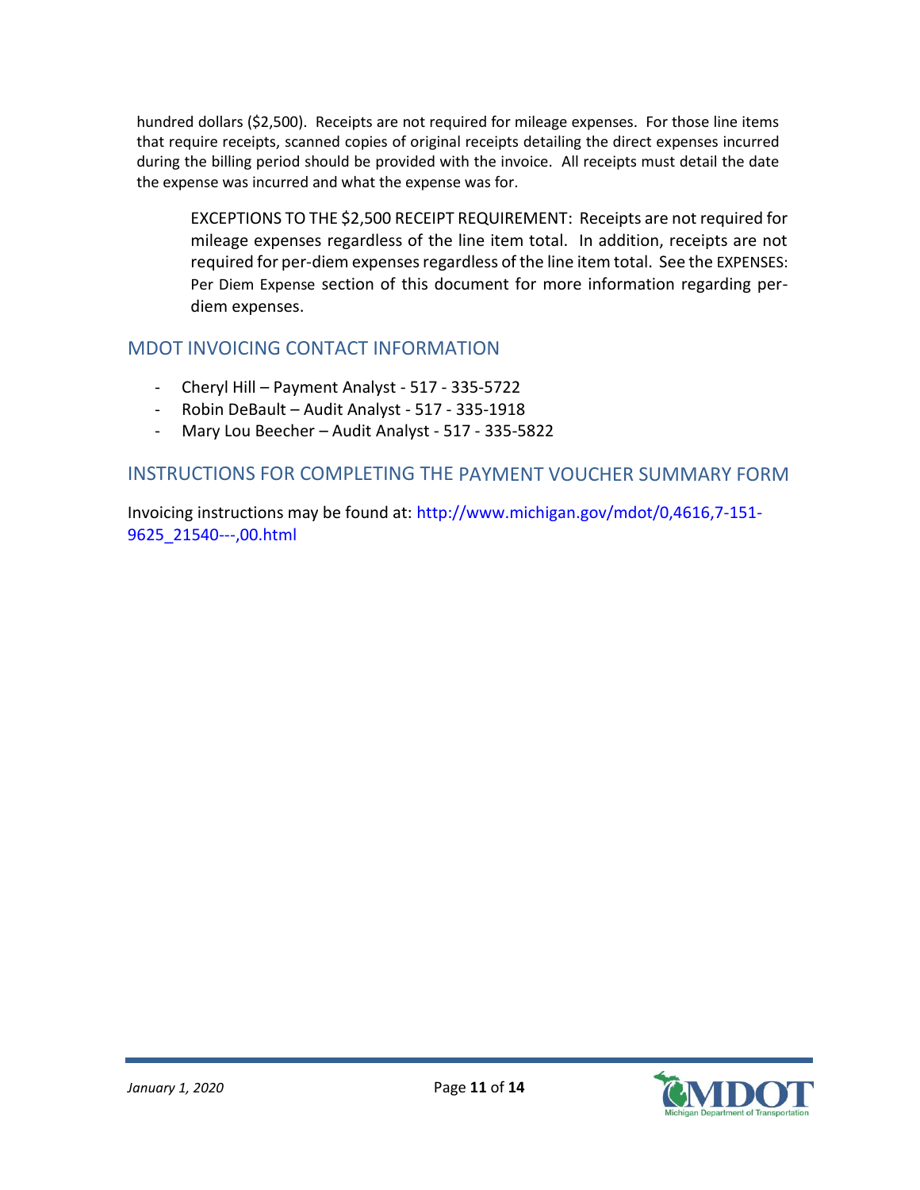hundred dollars ($2,500). Receipts are not required for mileage expenses. For those line items that require receipts, scanned copies of original receipts detailing the direct expenses incurred during the billing period should be provided with the invoice. All receipts must detail the date the expense was incurred and what the expense was for.

> EXCEPTIONS TO THE $2,500 RECEIPT REQUIREMENT: Receipts are not required for mileage expenses regardless of the line item total. In addition, receipts are not required for per-diem expenses regardless of the line item total. See the EXPENSES: Per Diem Expense section of this document for more information regarding per-diem expenses.

## MDOT INVOICING CONTACT INFORMATION

- Cheryl Hill – Payment Analyst - 517 - 335-5722
- Robin DeBault – Audit Analyst - 517 - 335-1918
- Mary Lou Beecher – Audit Analyst - 517 - 335-5822

## INSTRUCTIONS FOR COMPLETING THE PAYMENT VOUCHER SUMMARY FORM

Invoicing instructions may be found at: http://www.michigan.gov/mdot/0,4616,7-151-9625_21540---,00.html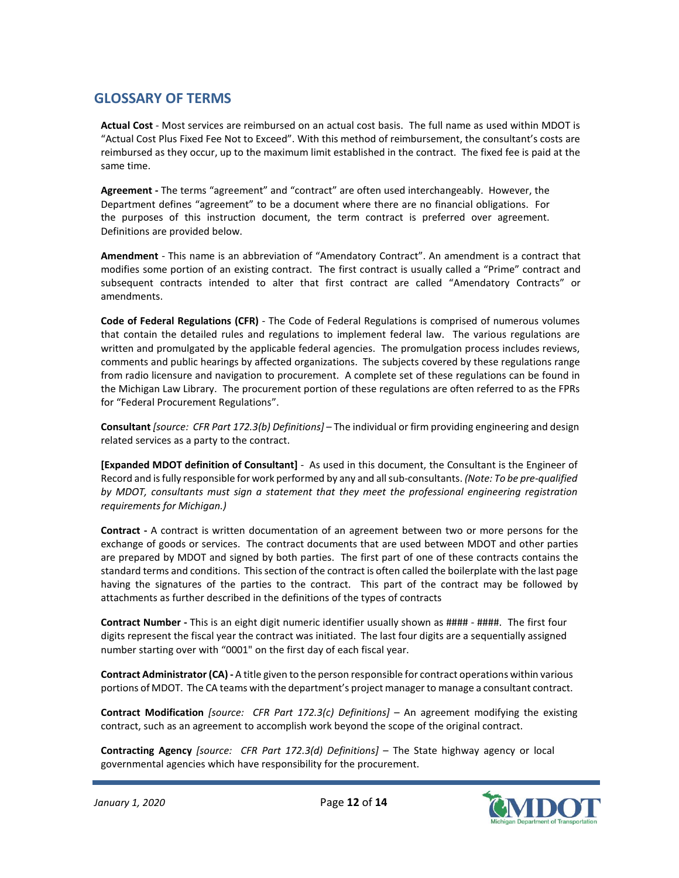## GLOSSARY OF TERMS

**Actual Cost** - Most services are reimbursed on an actual cost basis. The full name as used within MDOT is "Actual Cost Plus Fixed Fee Not to Exceed". With this method of reimbursement, the consultant's costs are reimbursed as they occur, up to the maximum limit established in the contract. The fixed fee is paid at the same time.

**Agreement -** The terms "agreement" and "contract" are often used interchangeably. However, the Department defines "agreement" to be a document where there are no financial obligations. For the purposes of this instruction document, the term contract is preferred over agreement. Definitions are provided below.

**Amendment** - This name is an abbreviation of "Amendatory Contract". An amendment is a contract that modifies some portion of an existing contract. The first contract is usually called a "Prime" contract and subsequent contracts intended to alter that first contract are called "Amendatory Contracts" or amendments.

**Code of Federal Regulations (CFR)** - The Code of Federal Regulations is comprised of numerous volumes that contain the detailed rules and regulations to implement federal law. The various regulations are written and promulgated by the applicable federal agencies. The promulgation process includes reviews, comments and public hearings by affected organizations. The subjects covered by these regulations range from radio licensure and navigation to procurement. A complete set of these regulations can be found in the Michigan Law Library. The procurement portion of these regulations are often referred to as the FPRs for "Federal Procurement Regulations".

**Consultant** *[source: CFR Part 172.3(b) Definitions]* – The individual or firm providing engineering and design related services as a party to the contract.

**[Expanded MDOT definition of Consultant]** - As used in this document, the Consultant is the Engineer of Record and is fully responsible for work performed by any and all sub-consultants. *(Note: To be pre-qualified by MDOT, consultants must sign a statement that they meet the professional engineering registration requirements for Michigan.)*

**Contract -** A contract is written documentation of an agreement between two or more persons for the exchange of goods or services. The contract documents that are used between MDOT and other parties are prepared by MDOT and signed by both parties. The first part of one of these contracts contains the standard terms and conditions. This section of the contract is often called the boilerplate with the last page having the signatures of the parties to the contract. This part of the contract may be followed by attachments as further described in the definitions of the types of contracts

**Contract Number -** This is an eight digit numeric identifier usually shown as #### - ####. The first four digits represent the fiscal year the contract was initiated. The last four digits are a sequentially assigned number starting over with "0001" on the first day of each fiscal year.

**Contract Administrator (CA) -** A title given to the person responsible for contract operations within various portions of MDOT. The CA teams with the department's project manager to manage a consultant contract.

**Contract Modification** *[source: CFR Part 172.3(c) Definitions]* – An agreement modifying the existing contract, such as an agreement to accomplish work beyond the scope of the original contract.

**Contracting Agency** *[source: CFR Part 172.3(d) Definitions]* – The State highway agency or local governmental agencies which have responsibility for the procurement.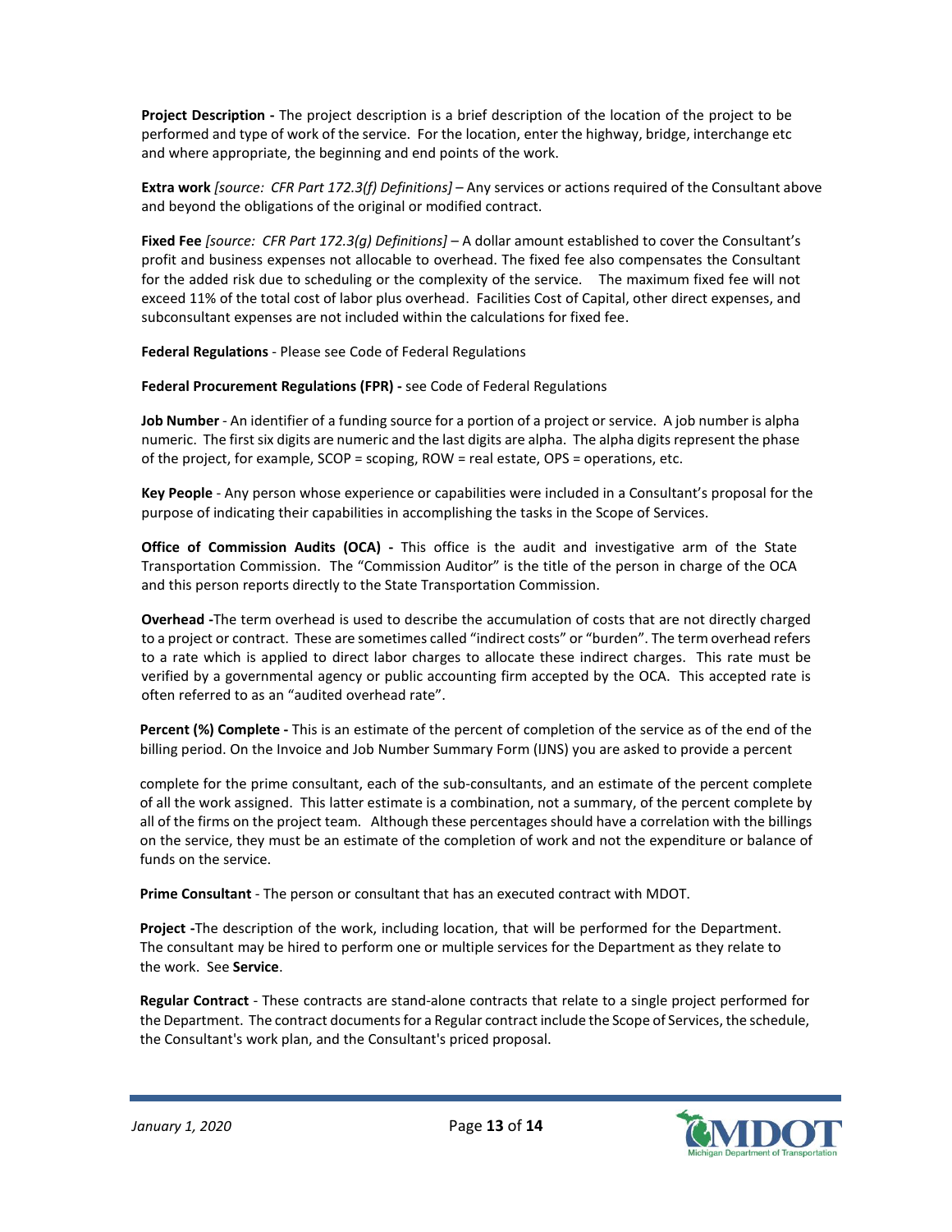**Project Description -** The project description is a brief description of the location of the project to be performed and type of work of the service. For the location, enter the highway, bridge, interchange etc and where appropriate, the beginning and end points of the work.

**Extra work** *[source: CFR Part 172.3(f) Definitions]* – Any services or actions required of the Consultant above and beyond the obligations of the original or modified contract.

**Fixed Fee** *[source: CFR Part 172.3(g) Definitions]* – A dollar amount established to cover the Consultant's profit and business expenses not allocable to overhead. The fixed fee also compensates the Consultant for the added risk due to scheduling or the complexity of the service. The maximum fixed fee will not exceed 11% of the total cost of labor plus overhead. Facilities Cost of Capital, other direct expenses, and subconsultant expenses are not included within the calculations for fixed fee.

**Federal Regulations** - Please see Code of Federal Regulations

**Federal Procurement Regulations (FPR) -** see Code of Federal Regulations

**Job Number** - An identifier of a funding source for a portion of a project or service. A job number is alpha numeric. The first six digits are numeric and the last digits are alpha. The alpha digits represent the phase of the project, for example, SCOP = scoping, ROW = real estate, OPS = operations, etc.

**Key People** - Any person whose experience or capabilities were included in a Consultant's proposal for the purpose of indicating their capabilities in accomplishing the tasks in the Scope of Services.

**Office of Commission Audits (OCA) -** This office is the audit and investigative arm of the State Transportation Commission. The "Commission Auditor" is the title of the person in charge of the OCA and this person reports directly to the State Transportation Commission.

**Overhead -**The term overhead is used to describe the accumulation of costs that are not directly charged to a project or contract. These are sometimes called "indirect costs" or "burden". The term overhead refers to a rate which is applied to direct labor charges to allocate these indirect charges. This rate must be verified by a governmental agency or public accounting firm accepted by the OCA. This accepted rate is often referred to as an "audited overhead rate".

**Percent (%) Complete -** This is an estimate of the percent of completion of the service as of the end of the billing period. On the Invoice and Job Number Summary Form (IJNS) you are asked to provide a percent complete for the prime consultant, each of the sub-consultants, and an estimate of the percent complete of all the work assigned. This latter estimate is a combination, not a summary, of the percent complete by all of the firms on the project team. Although these percentages should have a correlation with the billings on the service, they must be an estimate of the completion of work and not the expenditure or balance of funds on the service.

**Prime Consultant** - The person or consultant that has an executed contract with MDOT.

**Project -**The description of the work, including location, that will be performed for the Department. The consultant may be hired to perform one or multiple services for the Department as they relate to the work. See **Service**.

**Regular Contract** - These contracts are stand-alone contracts that relate to a single project performed for the Department. The contract documents for a Regular contract include the Scope of Services, the schedule, the Consultant's work plan, and the Consultant's priced proposal.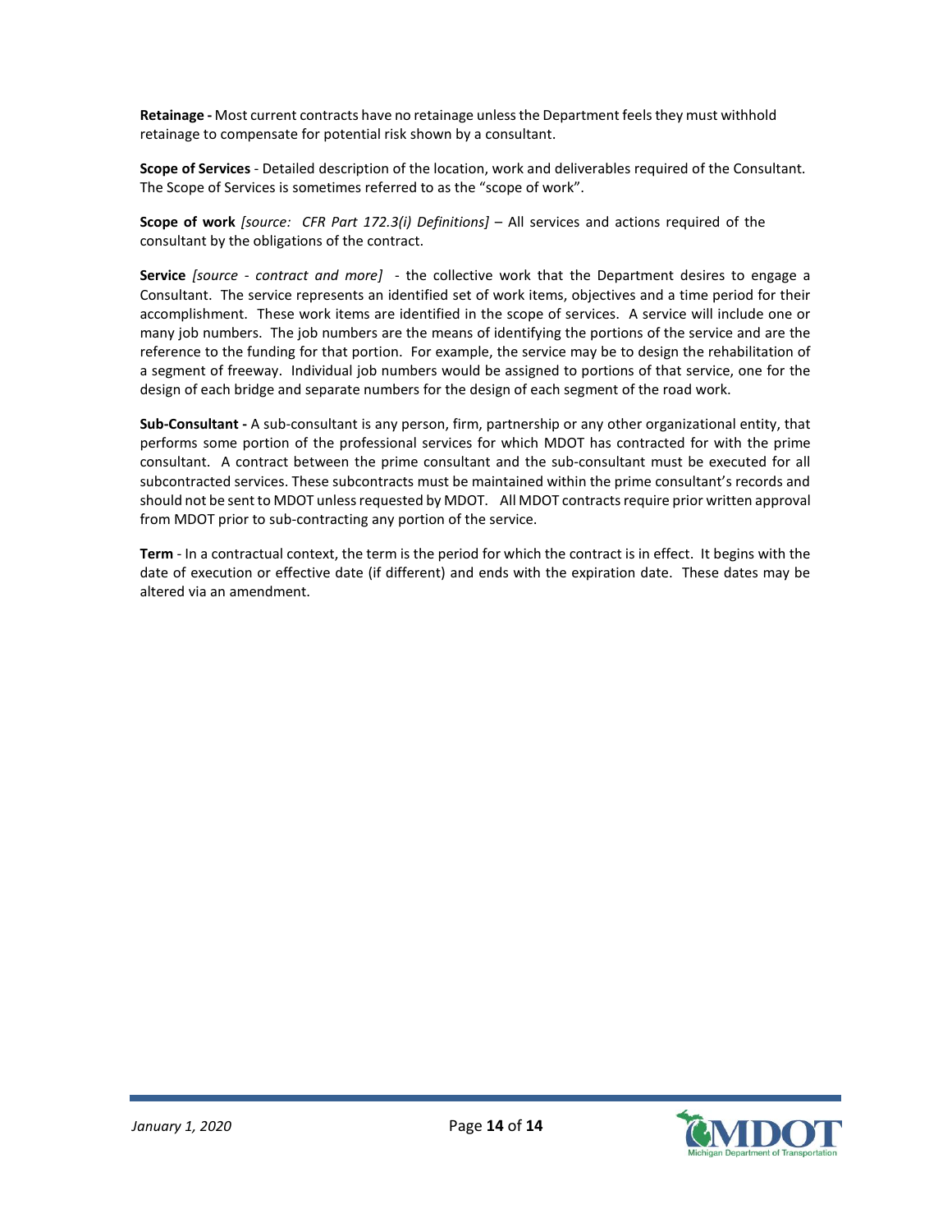**Retainage -** Most current contracts have no retainage unless the Department feels they must withhold retainage to compensate for potential risk shown by a consultant.

**Scope of Services** - Detailed description of the location, work and deliverables required of the Consultant. The Scope of Services is sometimes referred to as the "scope of work".

**Scope of work** *[source: CFR Part 172.3(i) Definitions]* – All services and actions required of the consultant by the obligations of the contract.

**Service** *[source - contract and more]* - the collective work that the Department desires to engage a Consultant. The service represents an identified set of work items, objectives and a time period for their accomplishment. These work items are identified in the scope of services. A service will include one or many job numbers. The job numbers are the means of identifying the portions of the service and are the reference to the funding for that portion. For example, the service may be to design the rehabilitation of a segment of freeway. Individual job numbers would be assigned to portions of that service, one for the design of each bridge and separate numbers for the design of each segment of the road work.

**Sub-Consultant -** A sub-consultant is any person, firm, partnership or any other organizational entity, that performs some portion of the professional services for which MDOT has contracted for with the prime consultant. A contract between the prime consultant and the sub-consultant must be executed for all subcontracted services. These subcontracts must be maintained within the prime consultant's records and should not be sent to MDOT unless requested by MDOT. All MDOT contracts require prior written approval from MDOT prior to sub-contracting any portion of the service.

**Term** - In a contractual context, the term is the period for which the contract is in effect. It begins with the date of execution or effective date (if different) and ends with the expiration date. These dates may be altered via an amendment.